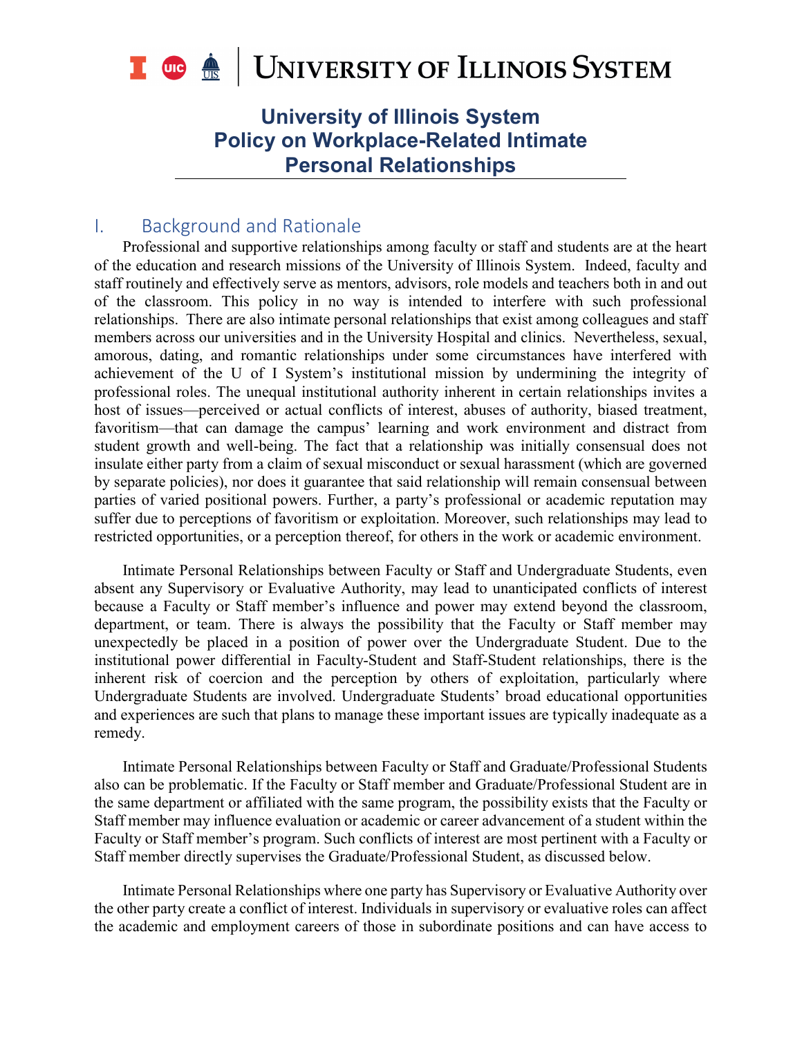# University of Illinois System Policy on Workplace-Related Intimate Personal Relationships

## I. Background and Rationale

Professional and supportive relationships among faculty or staff and students are at the heart of the education and research missions of the University of Illinois System. Indeed, faculty and staff routinely and effectively serve as mentors, advisors, role models and teachers both in and out of the classroom. This policy in no way is intended to interfere with such professional relationships. There are also intimate personal relationships that exist among colleagues and staff members across our universities and in the University Hospital and clinics. Nevertheless, sexual, amorous, dating, and romantic relationships under some circumstances have interfered with achievement of the U of I System's institutional mission by undermining the integrity of professional roles. The unequal institutional authority inherent in certain relationships invites a host of issues—perceived or actual conflicts of interest, abuses of authority, biased treatment, favoritism—that can damage the campus' learning and work environment and distract from student growth and well-being. The fact that a relationship was initially consensual does not insulate either party from a claim of sexual misconduct or sexual harassment (which are governed by separate policies), nor does it guarantee that said relationship will remain consensual between parties of varied positional powers. Further, a party's professional or academic reputation may suffer due to perceptions of favoritism or exploitation. Moreover, such relationships may lead to restricted opportunities, or a perception thereof, for others in the work or academic environment.

Intimate Personal Relationships between Faculty or Staff and Undergraduate Students, even absent any Supervisory or Evaluative Authority, may lead to unanticipated conflicts of interest because a Faculty or Staff member's influence and power may extend beyond the classroom, department, or team. There is always the possibility that the Faculty or Staff member may unexpectedly be placed in a position of power over the Undergraduate Student. Due to the institutional power differential in Faculty-Student and Staff-Student relationships, there is the inherent risk of coercion and the perception by others of exploitation, particularly where Undergraduate Students are involved. Undergraduate Students' broad educational opportunities and experiences are such that plans to manage these important issues are typically inadequate as a remedy.

Intimate Personal Relationships between Faculty or Staff and Graduate/Professional Students also can be problematic. If the Faculty or Staff member and Graduate/Professional Student are in the same department or affiliated with the same program, the possibility exists that the Faculty or Staff member may influence evaluation or academic or career advancement of a student within the Faculty or Staff member's program. Such conflicts of interest are most pertinent with a Faculty or Staff member directly supervises the Graduate/Professional Student, as discussed below.

Intimate Personal Relationships where one party has Supervisory or Evaluative Authority over the other party create a conflict of interest. Individuals in supervisory or evaluative roles can affect the academic and employment careers of those in subordinate positions and can have access to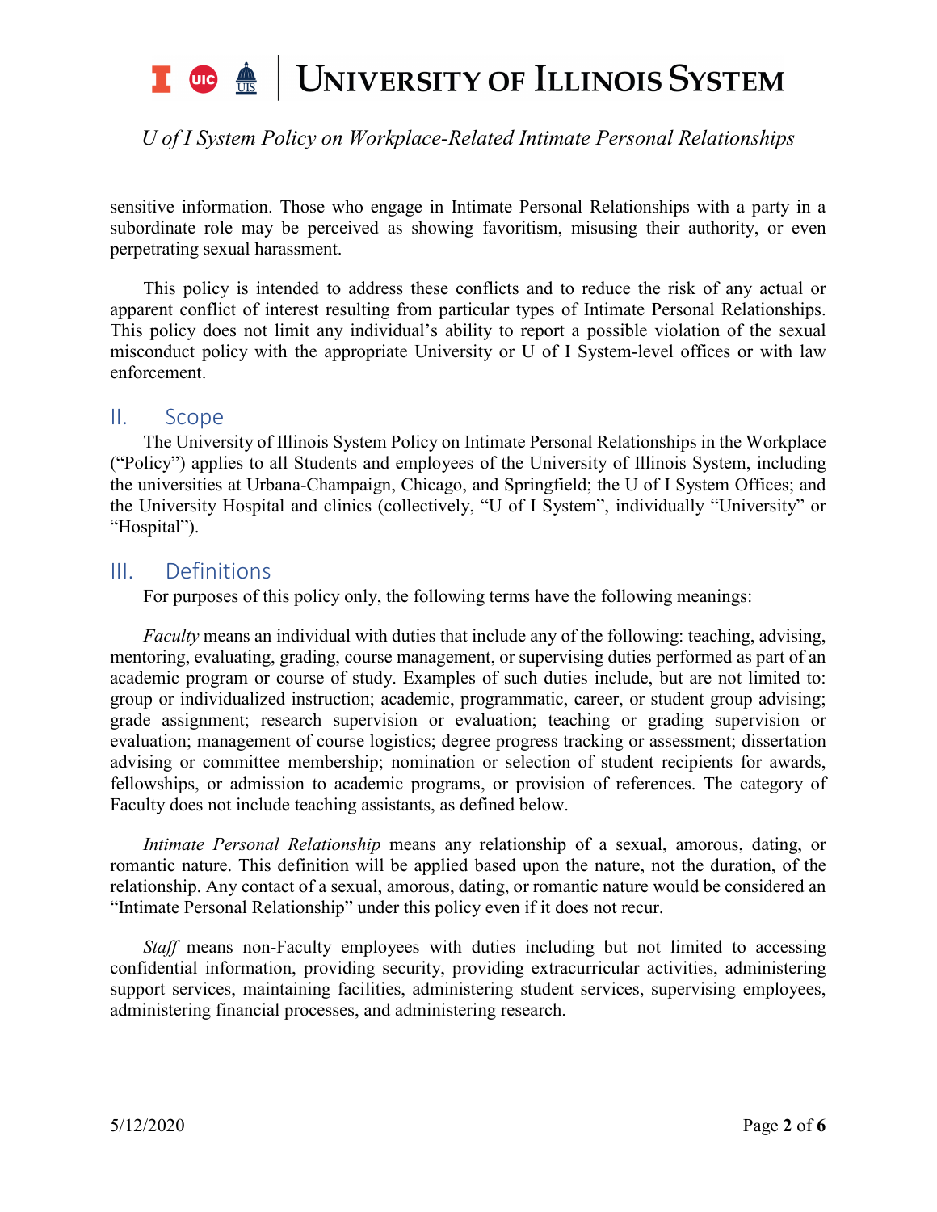sensitive information. Those who engage in Intimate Personal Relationships with a party in a subordinate role may be perceived as showing favoritism, misusing their authority, or even perpetrating sexual harassment.

This policy is intended to address these conflicts and to reduce the risk of any actual or apparent conflict of interest resulting from particular types of Intimate Personal Relationships. This policy does not limit any individual's ability to report a possible violation of the sexual misconduct policy with the appropriate University or U of I System-level offices or with law enforcement.

## II. Scope

The University of Illinois System Policy on Intimate Personal Relationships in the Workplace ("Policy") applies to all Students and employees of the University of Illinois System, including the universities at Urbana-Champaign, Chicago, and Springfield; the U of I System Offices; and the University Hospital and clinics (collectively, "U of I System", individually "University" or "Hospital").

## III. Definitions

For purposes of this policy only, the following terms have the following meanings:

*Faculty* means an individual with duties that include any of the following: teaching, advising, mentoring, evaluating, grading, course management, or supervising duties performed as part of an academic program or course of study. Examples of such duties include, but are not limited to: group or individualized instruction; academic, programmatic, career, or student group advising; grade assignment; research supervision or evaluation; teaching or grading supervision or evaluation; management of course logistics; degree progress tracking or assessment; dissertation advising or committee membership; nomination or selection of student recipients for awards, fellowships, or admission to academic programs, or provision of references. The category of Faculty does not include teaching assistants, as defined below.

*Intimate Personal Relationship* means any relationship of a sexual, amorous, dating, or romantic nature. This definition will be applied based upon the nature, not the duration, of the relationship. Any contact of a sexual, amorous, dating, or romantic nature would be considered an "Intimate Personal Relationship" under this policy even if it does not recur.

*Staff* means non-Faculty employees with duties including but not limited to accessing confidential information, providing security, providing extracurricular activities, administering support services, maintaining facilities, administering student services, supervising employees, administering financial processes, and administering research.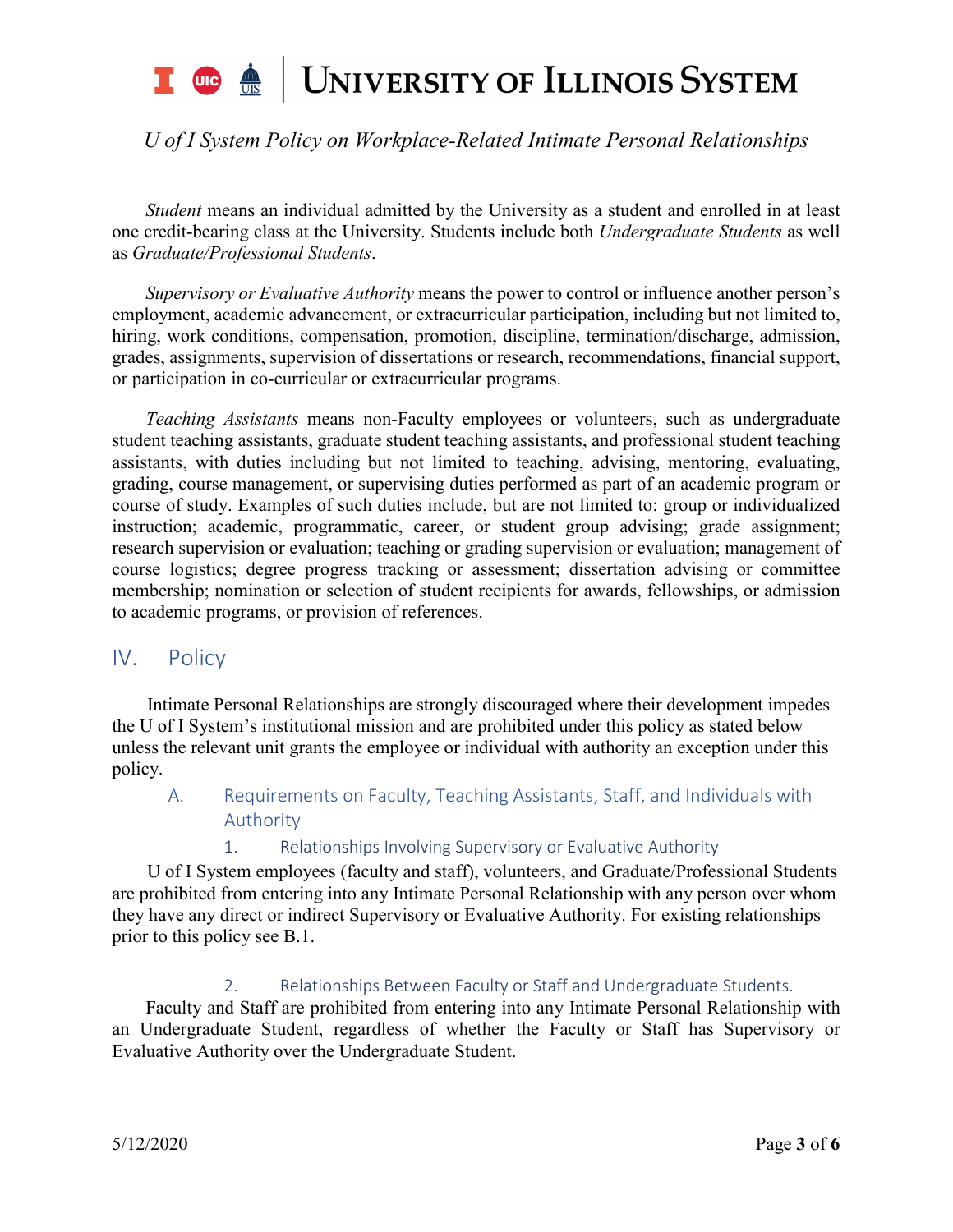*Student* means an individual admitted by the University as a student and enrolled in at least one credit-bearing class at the University. Students include both *Undergraduate Students* as well as *Graduate/Professional Students*.

*Supervisory or Evaluative Authority* means the power to control or influence another person's employment, academic advancement, or extracurricular participation, including but not limited to, hiring, work conditions, compensation, promotion, discipline, termination/discharge, admission, grades, assignments, supervision of dissertations or research, recommendations, financial support, or participation in co-curricular or extracurricular programs.

*Teaching Assistants* means non-Faculty employees or volunteers, such as undergraduate student teaching assistants, graduate student teaching assistants, and professional student teaching assistants, with duties including but not limited to teaching, advising, mentoring, evaluating, grading, course management, or supervising duties performed as part of an academic program or course of study. Examples of such duties include, but are not limited to: group or individualized instruction; academic, programmatic, career, or student group advising; grade assignment; research supervision or evaluation; teaching or grading supervision or evaluation; management of course logistics; degree progress tracking or assessment; dissertation advising or committee membership; nomination or selection of student recipients for awards, fellowships, or admission to academic programs, or provision of references.

## IV. Policy

Intimate Personal Relationships are strongly discouraged where their development impedes the U of I System's institutional mission and are prohibited under this policy as stated below unless the relevant unit grants the employee or individual with authority an exception under this policy.

### A. Requirements on Faculty, Teaching Assistants, Staff, and Individuals with Authority

#### 1. Relationships Involving Supervisory or Evaluative Authority

U of I System employees (faculty and staff), volunteers, and Graduate/Professional Students are prohibited from entering into any Intimate Personal Relationship with any person over whom they have any direct or indirect Supervisory or Evaluative Authority. For existing relationships prior to this policy see B.1.

#### 2. Relationships Between Faculty or Staff and Undergraduate Students.

Faculty and Staff are prohibited from entering into any Intimate Personal Relationship with an Undergraduate Student, regardless of whether the Faculty or Staff has Supervisory or Evaluative Authority over the Undergraduate Student.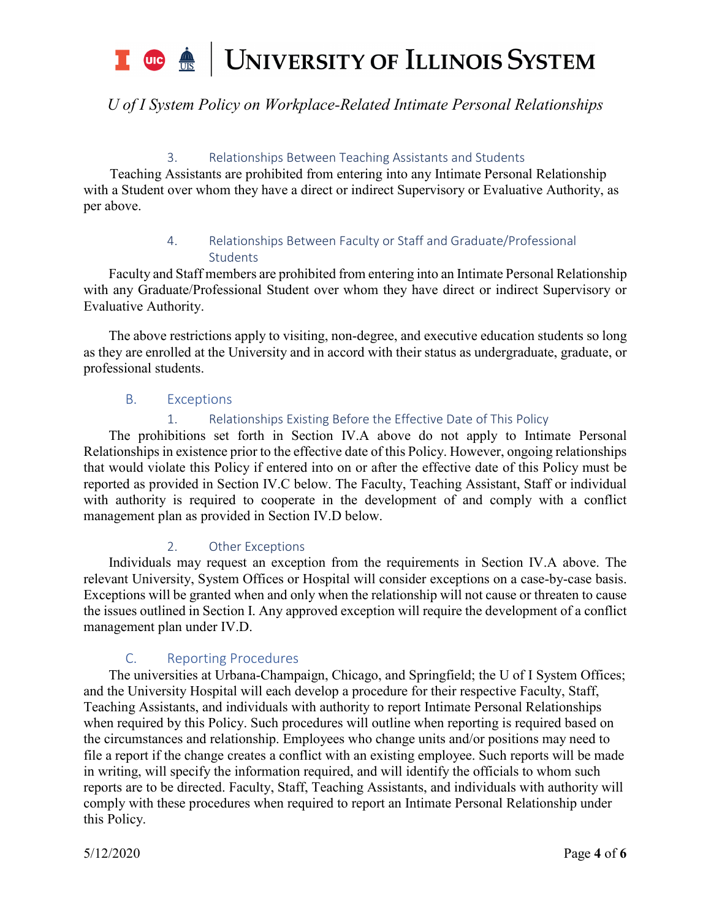#### 3. Relationships Between Teaching Assistants and Students

Teaching Assistants are prohibited from entering into any Intimate Personal Relationship with a Student over whom they have a direct or indirect Supervisory or Evaluative Authority, as per above.

#### 4. Relationships Between Faculty or Staff and Graduate/Professional Students

Faculty and Staff members are prohibited from entering into an Intimate Personal Relationship with any Graduate/Professional Student over whom they have direct or indirect Supervisory or Evaluative Authority.

The above restrictions apply to visiting, non-degree, and executive education students so long as they are enrolled at the University and in accord with their status as undergraduate, graduate, or professional students.

### B. Exceptions

#### 1. Relationships Existing Before the Effective Date of This Policy

The prohibitions set forth in Section IV.A above do not apply to Intimate Personal Relationships in existence prior to the effective date of this Policy. However, ongoing relationships that would violate this Policy if entered into on or after the effective date of this Policy must be reported as provided in Section IV.C below. The Faculty, Teaching Assistant, Staff or individual with authority is required to cooperate in the development of and comply with a conflict management plan as provided in Section IV.D below.

#### 2. Other Exceptions

Individuals may request an exception from the requirements in Section IV.A above. The relevant University, System Offices or Hospital will consider exceptions on a case-by-case basis. Exceptions will be granted when and only when the relationship will not cause or threaten to cause the issues outlined in Section I. Any approved exception will require the development of a conflict management plan under IV.D.

### C. Reporting Procedures

The universities at Urbana-Champaign, Chicago, and Springfield; the U of I System Offices; and the University Hospital will each develop a procedure for their respective Faculty, Staff, Teaching Assistants, and individuals with authority to report Intimate Personal Relationships when required by this Policy. Such procedures will outline when reporting is required based on the circumstances and relationship. Employees who change units and/or positions may need to file a report if the change creates a conflict with an existing employee. Such reports will be made in writing, will specify the information required, and will identify the officials to whom such reports are to be directed. Faculty, Staff, Teaching Assistants, and individuals with authority will comply with these procedures when required to report an Intimate Personal Relationship under this Policy.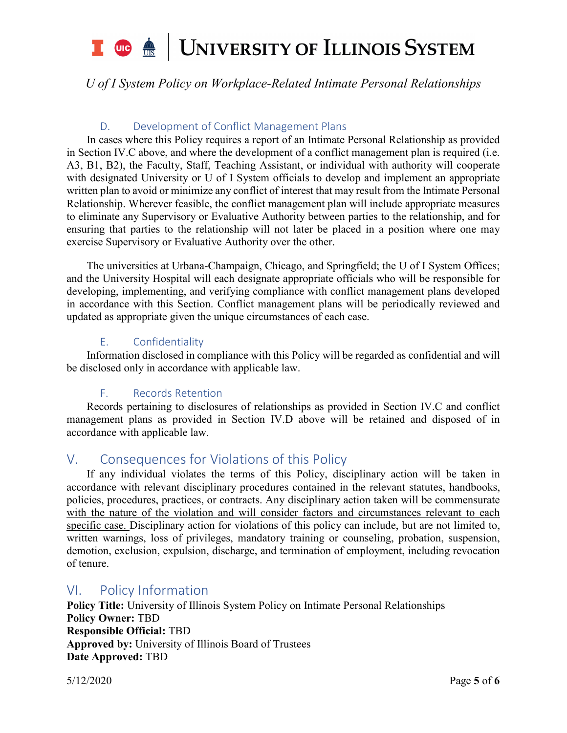### D. Development of Conflict Management Plans

In cases where this Policy requires a report of an Intimate Personal Relationship as provided in Section IV.C above, and where the development of a conflict management plan is required (i.e. A3, B1, B2), the Faculty, Staff, Teaching Assistant, or individual with authority will cooperate with designated University or U of I System officials to develop and implement an appropriate written plan to avoid or minimize any conflict of interest that may result from the Intimate Personal Relationship. Wherever feasible, the conflict management plan will include appropriate measures to eliminate any Supervisory or Evaluative Authority between parties to the relationship, and for ensuring that parties to the relationship will not later be placed in a position where one may exercise Supervisory or Evaluative Authority over the other.

The universities at Urbana-Champaign, Chicago, and Springfield; the U of I System Offices; and the University Hospital will each designate appropriate officials who will be responsible for developing, implementing, and verifying compliance with conflict management plans developed in accordance with this Section. Conflict management plans will be periodically reviewed and updated as appropriate given the unique circumstances of each case.

### E. Confidentiality

Information disclosed in compliance with this Policy will be regarded as confidential and will be disclosed only in accordance with applicable law.

### F. Records Retention

Records pertaining to disclosures of relationships as provided in Section IV.C and conflict management plans as provided in Section IV.D above will be retained and disposed of in accordance with applicable law.

## V. Consequences for Violations of this Policy

If any individual violates the terms of this Policy, disciplinary action will be taken in accordance with relevant disciplinary procedures contained in the relevant statutes, handbooks, policies, procedures, practices, or contracts. <u>Any disciplinary action taken will be commensurate with the nature of the violation and will consider factors and circumstances relevant to each specific case.</u> Disciplinary action for violations of this policy can include, but are not limited to, written warnings, loss of privileges, mandatory training or counseling, probation, suspension, demotion, exclusion, expulsion, discharge, and termination of employment, including revocation of tenure.

## VI. Policy Information

**Policy Title:** University of Illinois System Policy on Intimate Personal Relationships
**Policy Owner:** TBD
**Responsible Official:** TBD
**Approved by:** University of Illinois Board of Trustees
**Date Approved:** TBD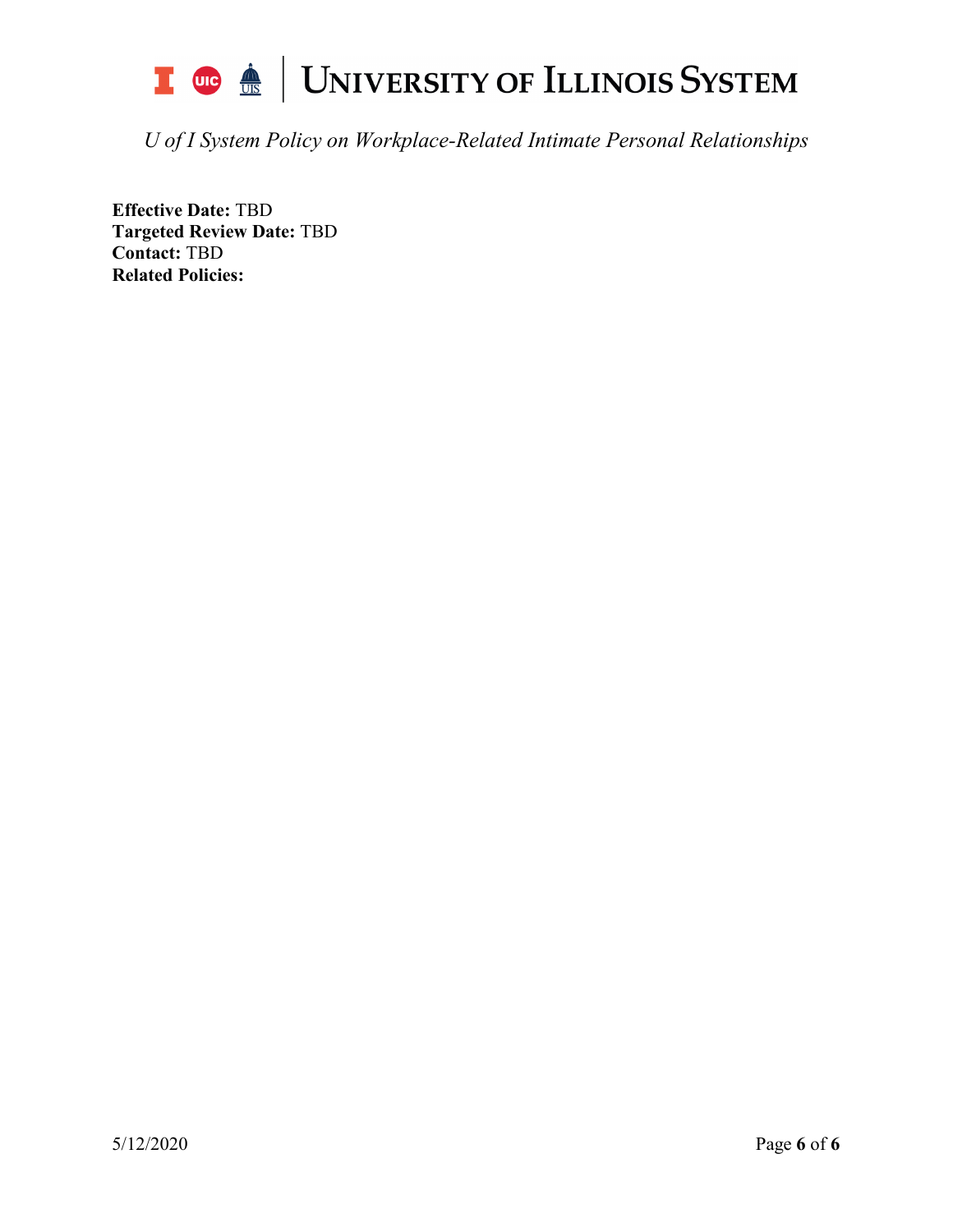**Effective Date:** TBD
**Targeted Review Date:** TBD
**Contact:** TBD
**Related Policies:**